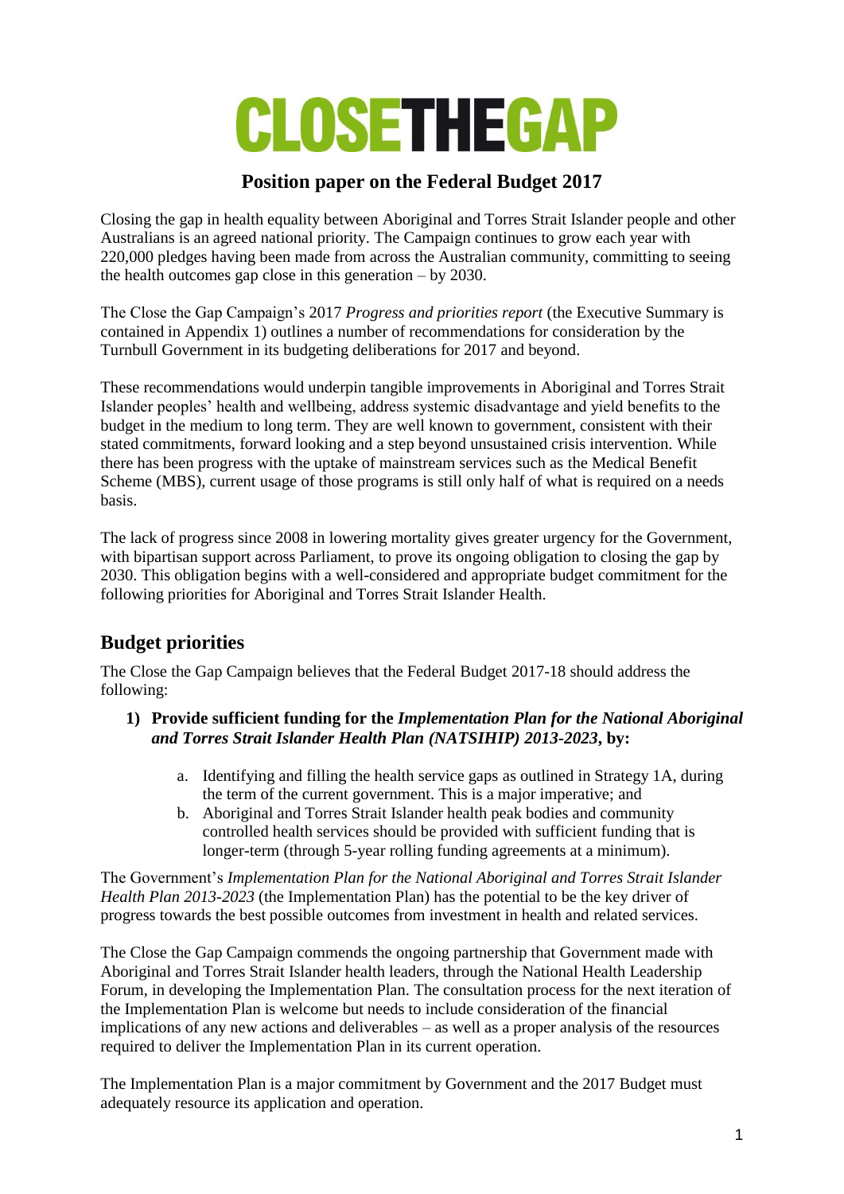# CLOSETHEGAP

## Position paper on the Federal Budget 2017

Closing the gap in health equality between Aboriginal and Torres Strait Islander people and other Australians is an agreed national priority. The Campaign continues to grow each year with 220,000 pledges having been made from across the Australian community, committing to seeing the health outcomes gap close in this generation – by 2030.

The Close the Gap Campaign's 2017 *Progress and priorities report* (the Executive Summary is contained in Appendix 1) outlines a number of recommendations for consideration by the Turnbull Government in its budgeting deliberations for 2017 and beyond.

These recommendations would underpin tangible improvements in Aboriginal and Torres Strait Islander peoples' health and wellbeing, address systemic disadvantage and yield benefits to the budget in the medium to long term. They are well known to government, consistent with their stated commitments, forward looking and a step beyond unsustained crisis intervention. While there has been progress with the uptake of mainstream services such as the Medical Benefit Scheme (MBS), current usage of those programs is still only half of what is required on a needs basis.

The lack of progress since 2008 in lowering mortality gives greater urgency for the Government, with bipartisan support across Parliament, to prove its ongoing obligation to closing the gap by 2030. This obligation begins with a well-considered and appropriate budget commitment for the following priorities for Aboriginal and Torres Strait Islander Health.

## Budget priorities

The Close the Gap Campaign believes that the Federal Budget 2017-18 should address the following:

1) **Provide sufficient funding for the *Implementation Plan for the National Aboriginal and Torres Strait Islander Health Plan (NATSIHIP) 2013-2023*, by:**
   a. Identifying and filling the health service gaps as outlined in Strategy 1A, during the term of the current government. This is a major imperative; and
   b. Aboriginal and Torres Strait Islander health peak bodies and community controlled health services should be provided with sufficient funding that is longer-term (through 5-year rolling funding agreements at a minimum).

The Government's *Implementation Plan for the National Aboriginal and Torres Strait Islander Health Plan 2013-2023* (the Implementation Plan) has the potential to be the key driver of progress towards the best possible outcomes from investment in health and related services.

The Close the Gap Campaign commends the ongoing partnership that Government made with Aboriginal and Torres Strait Islander health leaders, through the National Health Leadership Forum, in developing the Implementation Plan. The consultation process for the next iteration of the Implementation Plan is welcome but needs to include consideration of the financial implications of any new actions and deliverables – as well as a proper analysis of the resources required to deliver the Implementation Plan in its current operation.

The Implementation Plan is a major commitment by Government and the 2017 Budget must adequately resource its application and operation.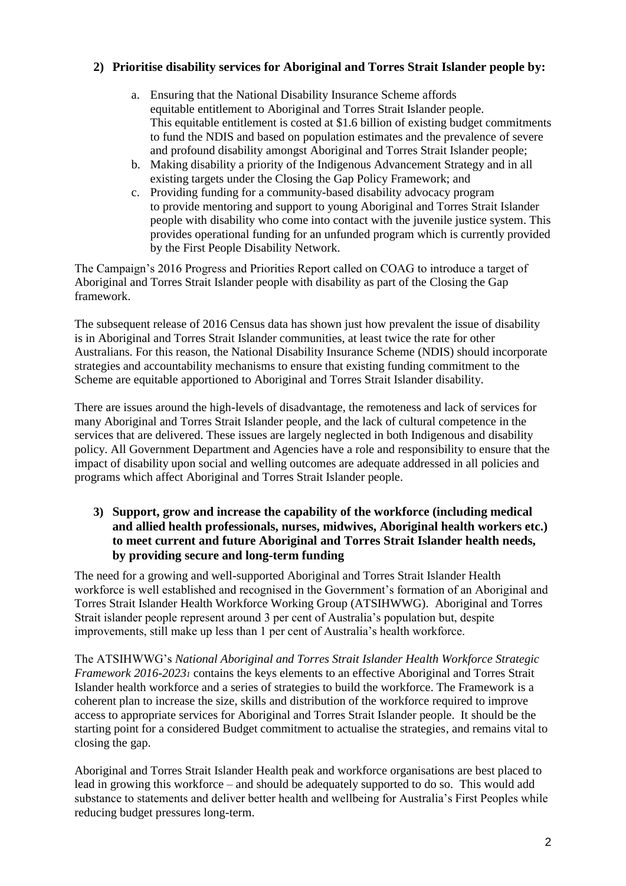**2) Prioritise disability services for Aboriginal and Torres Strait Islander people by:**

a. Ensuring that the National Disability Insurance Scheme affords equitable entitlement to Aboriginal and Torres Strait Islander people. This equitable entitlement is costed at $1.6 billion of existing budget commitments to fund the NDIS and based on population estimates and the prevalence of severe and profound disability amongst Aboriginal and Torres Strait Islander people;
b. Making disability a priority of the Indigenous Advancement Strategy and in all existing targets under the Closing the Gap Policy Framework; and
c. Providing funding for a community-based disability advocacy program to provide mentoring and support to young Aboriginal and Torres Strait Islander people with disability who come into contact with the juvenile justice system. This provides operational funding for an unfunded program which is currently provided by the First People Disability Network.

The Campaign's 2016 Progress and Priorities Report called on COAG to introduce a target of Aboriginal and Torres Strait Islander people with disability as part of the Closing the Gap framework.

The subsequent release of 2016 Census data has shown just how prevalent the issue of disability is in Aboriginal and Torres Strait Islander communities, at least twice the rate for other Australians. For this reason, the National Disability Insurance Scheme (NDIS) should incorporate strategies and accountability mechanisms to ensure that existing funding commitment to the Scheme are equitable apportioned to Aboriginal and Torres Strait Islander disability.

There are issues around the high-levels of disadvantage, the remoteness and lack of services for many Aboriginal and Torres Strait Islander people, and the lack of cultural competence in the services that are delivered. These issues are largely neglected in both Indigenous and disability policy. All Government Department and Agencies have a role and responsibility to ensure that the impact of disability upon social and welling outcomes are adequate addressed in all policies and programs which affect Aboriginal and Torres Strait Islander people.

**3) Support, grow and increase the capability of the workforce (including medical and allied health professionals, nurses, midwives, Aboriginal health workers etc.) to meet current and future Aboriginal and Torres Strait Islander health needs, by providing secure and long-term funding**

The need for a growing and well-supported Aboriginal and Torres Strait Islander Health workforce is well established and recognised in the Government's formation of an Aboriginal and Torres Strait Islander Health Workforce Working Group (ATSIHWWG). Aboriginal and Torres Strait islander people represent around 3 per cent of Australia's population but, despite improvements, still make up less than 1 per cent of Australia's health workforce.

The ATSIHWWG's *National Aboriginal and Torres Strait Islander Health Workforce Strategic Framework 2016-2023*[1] contains the keys elements to an effective Aboriginal and Torres Strait Islander health workforce and a series of strategies to build the workforce. The Framework is a coherent plan to increase the size, skills and distribution of the workforce required to improve access to appropriate services for Aboriginal and Torres Strait Islander people. It should be the starting point for a considered Budget commitment to actualise the strategies, and remains vital to closing the gap.

Aboriginal and Torres Strait Islander Health peak and workforce organisations are best placed to lead in growing this workforce – and should be adequately supported to do so. This would add substance to statements and deliver better health and wellbeing for Australia's First Peoples while reducing budget pressures long-term.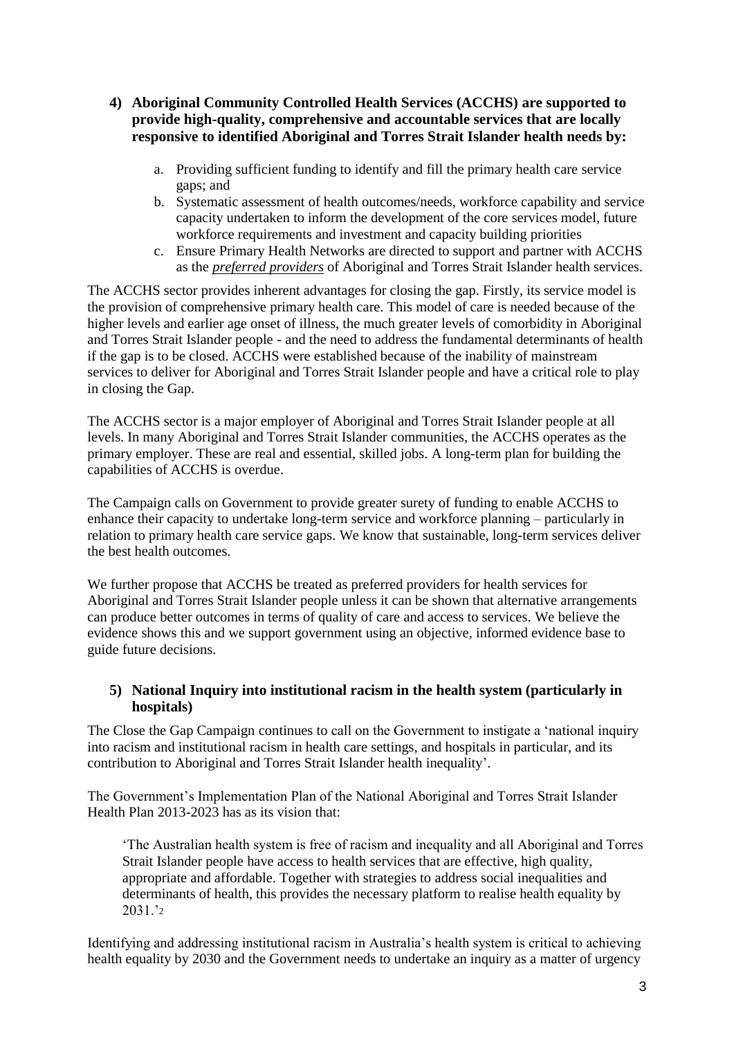**4) Aboriginal Community Controlled Health Services (ACCHS) are supported to provide high-quality, comprehensive and accountable services that are locally responsive to identified Aboriginal and Torres Strait Islander health needs by:**

a. Providing sufficient funding to identify and fill the primary health care service gaps; and

b. Systematic assessment of health outcomes/needs, workforce capability and service capacity undertaken to inform the development of the core services model, future workforce requirements and investment and capacity building priorities

c. Ensure Primary Health Networks are directed to support and partner with ACCHS as the ***preferred providers*** of Aboriginal and Torres Strait Islander health services.

The ACCHS sector provides inherent advantages for closing the gap. Firstly, its service model is the provision of comprehensive primary health care. This model of care is needed because of the higher levels and earlier age onset of illness, the much greater levels of comorbidity in Aboriginal and Torres Strait Islander people - and the need to address the fundamental determinants of health if the gap is to be closed. ACCHS were established because of the inability of mainstream services to deliver for Aboriginal and Torres Strait Islander people and have a critical role to play in closing the Gap.

The ACCHS sector is a major employer of Aboriginal and Torres Strait Islander people at all levels. In many Aboriginal and Torres Strait Islander communities, the ACCHS operates as the primary employer. These are real and essential, skilled jobs. A long-term plan for building the capabilities of ACCHS is overdue.

The Campaign calls on Government to provide greater surety of funding to enable ACCHS to enhance their capacity to undertake long-term service and workforce planning – particularly in relation to primary health care service gaps. We know that sustainable, long-term services deliver the best health outcomes.

We further propose that ACCHS be treated as preferred providers for health services for Aboriginal and Torres Strait Islander people unless it can be shown that alternative arrangements can produce better outcomes in terms of quality of care and access to services. We believe the evidence shows this and we support government using an objective, informed evidence base to guide future decisions.

**5) National Inquiry into institutional racism in the health system (particularly in hospitals)**

The Close the Gap Campaign continues to call on the Government to instigate a 'national inquiry into racism and institutional racism in health care settings, and hospitals in particular, and its contribution to Aboriginal and Torres Strait Islander health inequality'.

The Government's Implementation Plan of the National Aboriginal and Torres Strait Islander Health Plan 2013-2023 has as its vision that:

> 'The Australian health system is free of racism and inequality and all Aboriginal and Torres Strait Islander people have access to health services that are effective, high quality, appropriate and affordable. Together with strategies to address social inequalities and determinants of health, this provides the necessary platform to realise health equality by 2031.'[2]

Identifying and addressing institutional racism in Australia's health system is critical to achieving health equality by 2030 and the Government needs to undertake an inquiry as a matter of urgency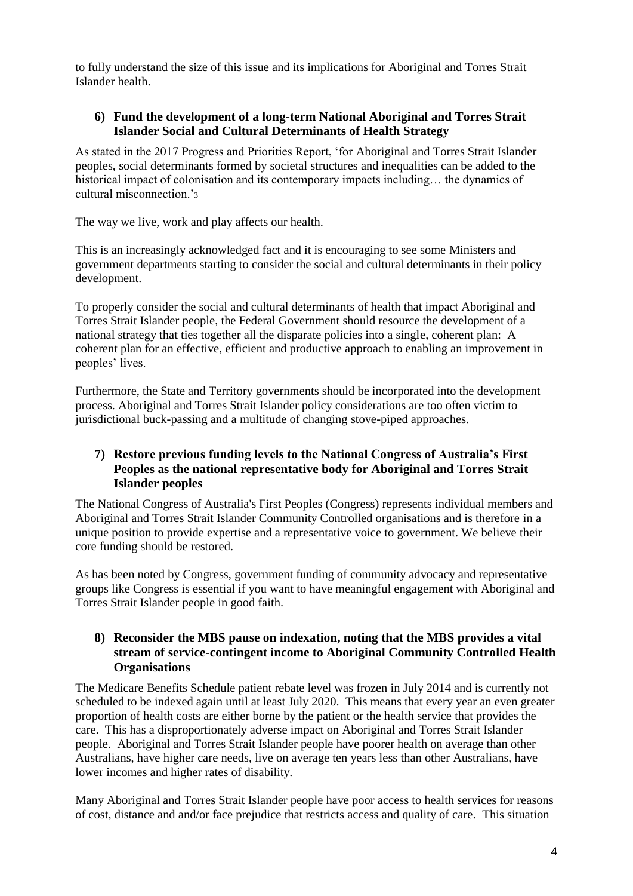to fully understand the size of this issue and its implications for Aboriginal and Torres Strait Islander health.

### 6) Fund the development of a long-term National Aboriginal and Torres Strait Islander Social and Cultural Determinants of Health Strategy

As stated in the 2017 Progress and Priorities Report, 'for Aboriginal and Torres Strait Islander peoples, social determinants formed by societal structures and inequalities can be added to the historical impact of colonisation and its contemporary impacts including… the dynamics of cultural misconnection.'[3]

The way we live, work and play affects our health.

This is an increasingly acknowledged fact and it is encouraging to see some Ministers and government departments starting to consider the social and cultural determinants in their policy development.

To properly consider the social and cultural determinants of health that impact Aboriginal and Torres Strait Islander people, the Federal Government should resource the development of a national strategy that ties together all the disparate policies into a single, coherent plan: A coherent plan for an effective, efficient and productive approach to enabling an improvement in peoples' lives.

Furthermore, the State and Territory governments should be incorporated into the development process. Aboriginal and Torres Strait Islander policy considerations are too often victim to jurisdictional buck-passing and a multitude of changing stove-piped approaches.

### 7) Restore previous funding levels to the National Congress of Australia's First Peoples as the national representative body for Aboriginal and Torres Strait Islander peoples

The National Congress of Australia's First Peoples (Congress) represents individual members and Aboriginal and Torres Strait Islander Community Controlled organisations and is therefore in a unique position to provide expertise and a representative voice to government. We believe their core funding should be restored.

As has been noted by Congress, government funding of community advocacy and representative groups like Congress is essential if you want to have meaningful engagement with Aboriginal and Torres Strait Islander people in good faith.

### 8) Reconsider the MBS pause on indexation, noting that the MBS provides a vital stream of service-contingent income to Aboriginal Community Controlled Health Organisations

The Medicare Benefits Schedule patient rebate level was frozen in July 2014 and is currently not scheduled to be indexed again until at least July 2020. This means that every year an even greater proportion of health costs are either borne by the patient or the health service that provides the care. This has a disproportionately adverse impact on Aboriginal and Torres Strait Islander people. Aboriginal and Torres Strait Islander people have poorer health on average than other Australians, have higher care needs, live on average ten years less than other Australians, have lower incomes and higher rates of disability.

Many Aboriginal and Torres Strait Islander people have poor access to health services for reasons of cost, distance and and/or face prejudice that restricts access and quality of care. This situation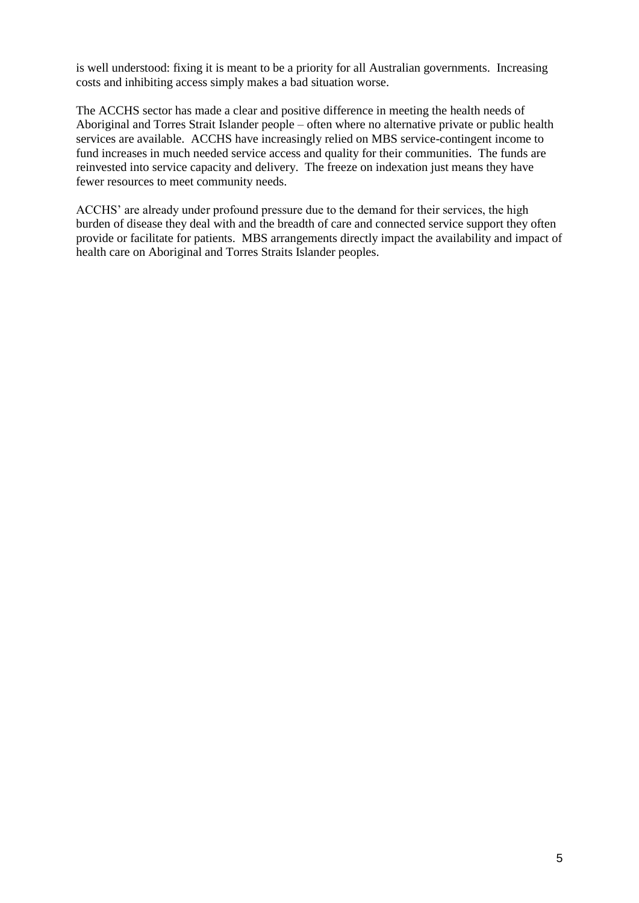is well understood: fixing it is meant to be a priority for all Australian governments. Increasing costs and inhibiting access simply makes a bad situation worse.

The ACCHS sector has made a clear and positive difference in meeting the health needs of Aboriginal and Torres Strait Islander people – often where no alternative private or public health services are available. ACCHS have increasingly relied on MBS service-contingent income to fund increases in much needed service access and quality for their communities. The funds are reinvested into service capacity and delivery. The freeze on indexation just means they have fewer resources to meet community needs.

ACCHS' are already under profound pressure due to the demand for their services, the high burden of disease they deal with and the breadth of care and connected service support they often provide or facilitate for patients. MBS arrangements directly impact the availability and impact of health care on Aboriginal and Torres Straits Islander peoples.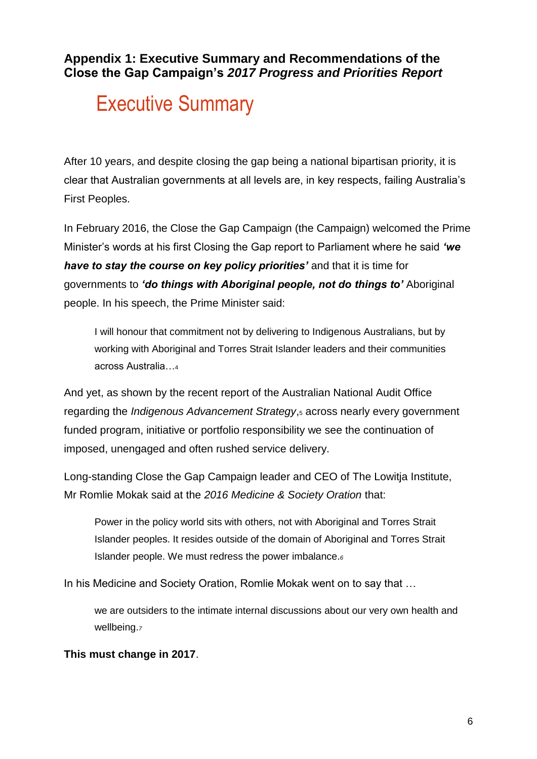## Appendix 1: Executive Summary and Recommendations of the Close the Gap Campaign's *2017 Progress and Priorities Report*

# Executive Summary

After 10 years, and despite closing the gap being a national bipartisan priority, it is clear that Australian governments at all levels are, in key respects, failing Australia's First Peoples.

In February 2016, the Close the Gap Campaign (the Campaign) welcomed the Prime Minister's words at his first Closing the Gap report to Parliament where he said ***'we have to stay the course on key policy priorities'*** and that it is time for governments to ***'do things with Aboriginal people, not do things to'*** Aboriginal people. In his speech, the Prime Minister said:

> I will honour that commitment not by delivering to Indigenous Australians, but by working with Aboriginal and Torres Strait Islander leaders and their communities across Australia…[4]

And yet, as shown by the recent report of the Australian National Audit Office regarding the *Indigenous Advancement Strategy*,[5] across nearly every government funded program, initiative or portfolio responsibility we see the continuation of imposed, unengaged and often rushed service delivery.

Long-standing Close the Gap Campaign leader and CEO of The Lowitja Institute, Mr Romlie Mokak said at the *2016 Medicine & Society Oration* that:

> Power in the policy world sits with others, not with Aboriginal and Torres Strait Islander peoples. It resides outside of the domain of Aboriginal and Torres Strait Islander people. We must redress the power imbalance.[6]

In his Medicine and Society Oration, Romlie Mokak went on to say that …

> we are outsiders to the intimate internal discussions about our very own health and wellbeing.[7]

**This must change in 2017**.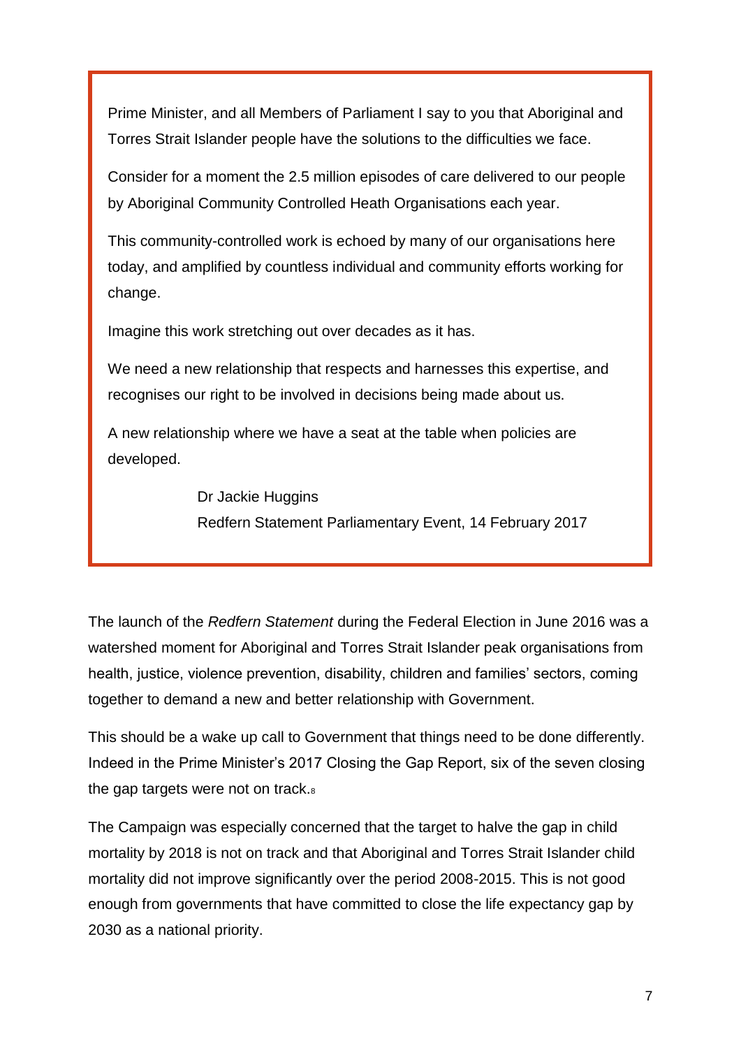> Prime Minister, and all Members of Parliament I say to you that Aboriginal and Torres Strait Islander people have the solutions to the difficulties we face.
>
> Consider for a moment the 2.5 million episodes of care delivered to our people by Aboriginal Community Controlled Heath Organisations each year.
>
> This community-controlled work is echoed by many of our organisations here today, and amplified by countless individual and community efforts working for change.
>
> Imagine this work stretching out over decades as it has.
>
> We need a new relationship that respects and harnesses this expertise, and recognises our right to be involved in decisions being made about us.
>
> A new relationship where we have a seat at the table when policies are developed.
>
> Dr Jackie Huggins
> Redfern Statement Parliamentary Event, 14 February 2017

The launch of the *Redfern Statement* during the Federal Election in June 2016 was a watershed moment for Aboriginal and Torres Strait Islander peak organisations from health, justice, violence prevention, disability, children and families' sectors, coming together to demand a new and better relationship with Government.

This should be a wake up call to Government that things need to be done differently. Indeed in the Prime Minister's 2017 Closing the Gap Report, six of the seven closing the gap targets were not on track.[8]

The Campaign was especially concerned that the target to halve the gap in child mortality by 2018 is not on track and that Aboriginal and Torres Strait Islander child mortality did not improve significantly over the period 2008-2015. This is not good enough from governments that have committed to close the life expectancy gap by 2030 as a national priority.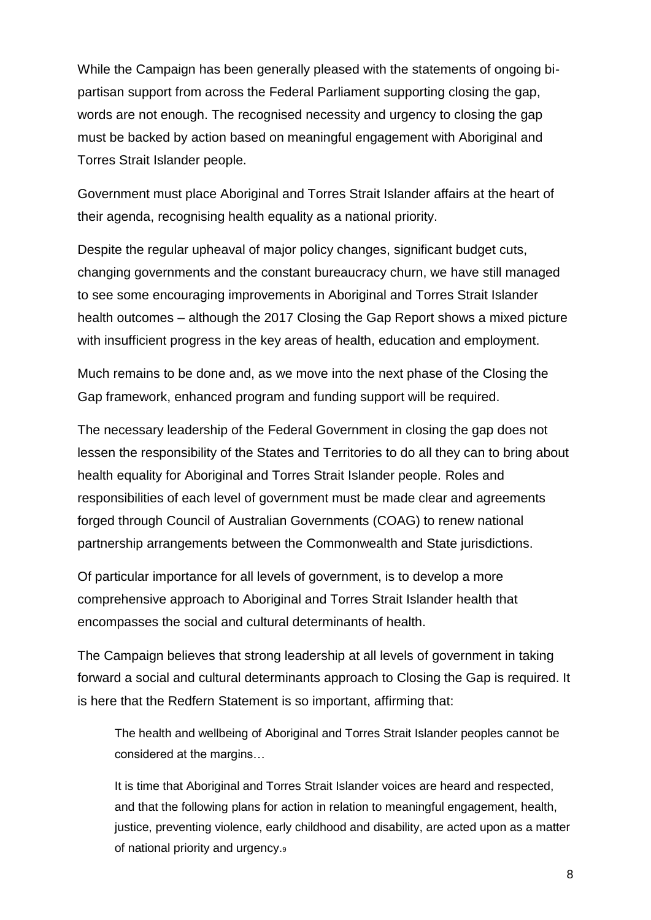While the Campaign has been generally pleased with the statements of ongoing bi-partisan support from across the Federal Parliament supporting closing the gap, words are not enough. The recognised necessity and urgency to closing the gap must be backed by action based on meaningful engagement with Aboriginal and Torres Strait Islander people.

Government must place Aboriginal and Torres Strait Islander affairs at the heart of their agenda, recognising health equality as a national priority.

Despite the regular upheaval of major policy changes, significant budget cuts, changing governments and the constant bureaucracy churn, we have still managed to see some encouraging improvements in Aboriginal and Torres Strait Islander health outcomes – although the 2017 Closing the Gap Report shows a mixed picture with insufficient progress in the key areas of health, education and employment.

Much remains to be done and, as we move into the next phase of the Closing the Gap framework, enhanced program and funding support will be required.

The necessary leadership of the Federal Government in closing the gap does not lessen the responsibility of the States and Territories to do all they can to bring about health equality for Aboriginal and Torres Strait Islander people. Roles and responsibilities of each level of government must be made clear and agreements forged through Council of Australian Governments (COAG) to renew national partnership arrangements between the Commonwealth and State jurisdictions.

Of particular importance for all levels of government, is to develop a more comprehensive approach to Aboriginal and Torres Strait Islander health that encompasses the social and cultural determinants of health.

The Campaign believes that strong leadership at all levels of government in taking forward a social and cultural determinants approach to Closing the Gap is required. It is here that the Redfern Statement is so important, affirming that:

> The health and wellbeing of Aboriginal and Torres Strait Islander peoples cannot be considered at the margins…
>
> It is time that Aboriginal and Torres Strait Islander voices are heard and respected, and that the following plans for action in relation to meaningful engagement, health, justice, preventing violence, early childhood and disability, are acted upon as a matter of national priority and urgency.[9]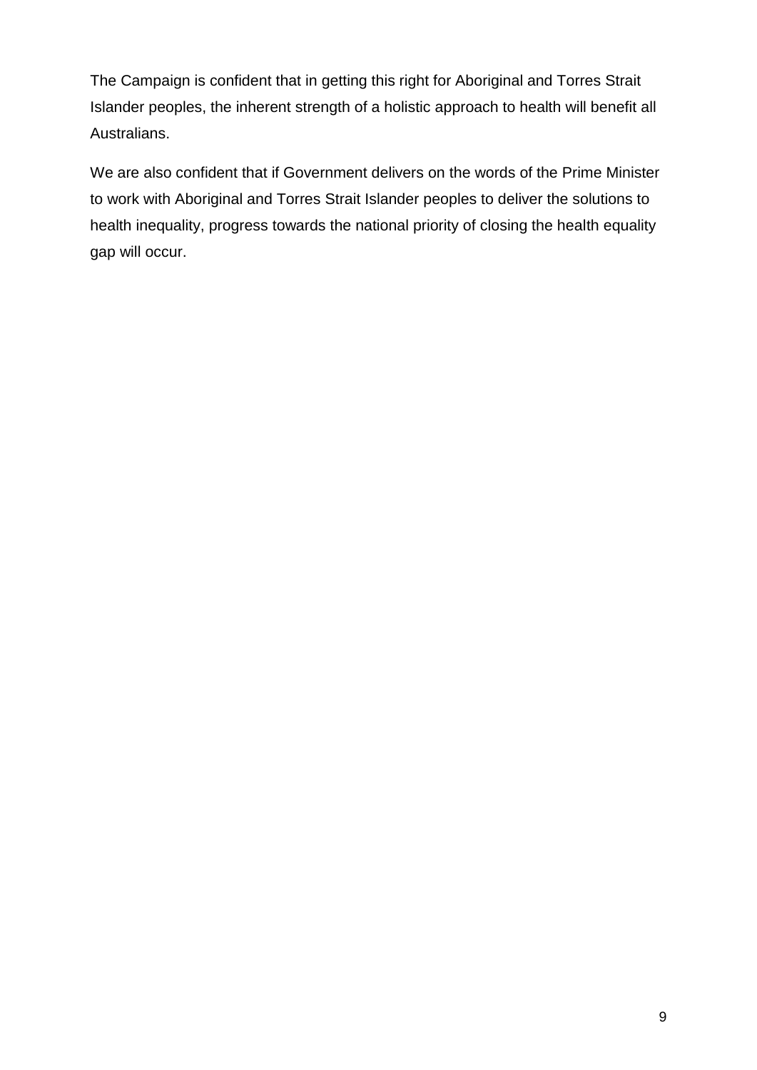The Campaign is confident that in getting this right for Aboriginal and Torres Strait Islander peoples, the inherent strength of a holistic approach to health will benefit all Australians.

We are also confident that if Government delivers on the words of the Prime Minister to work with Aboriginal and Torres Strait Islander peoples to deliver the solutions to health inequality, progress towards the national priority of closing the health equality gap will occur.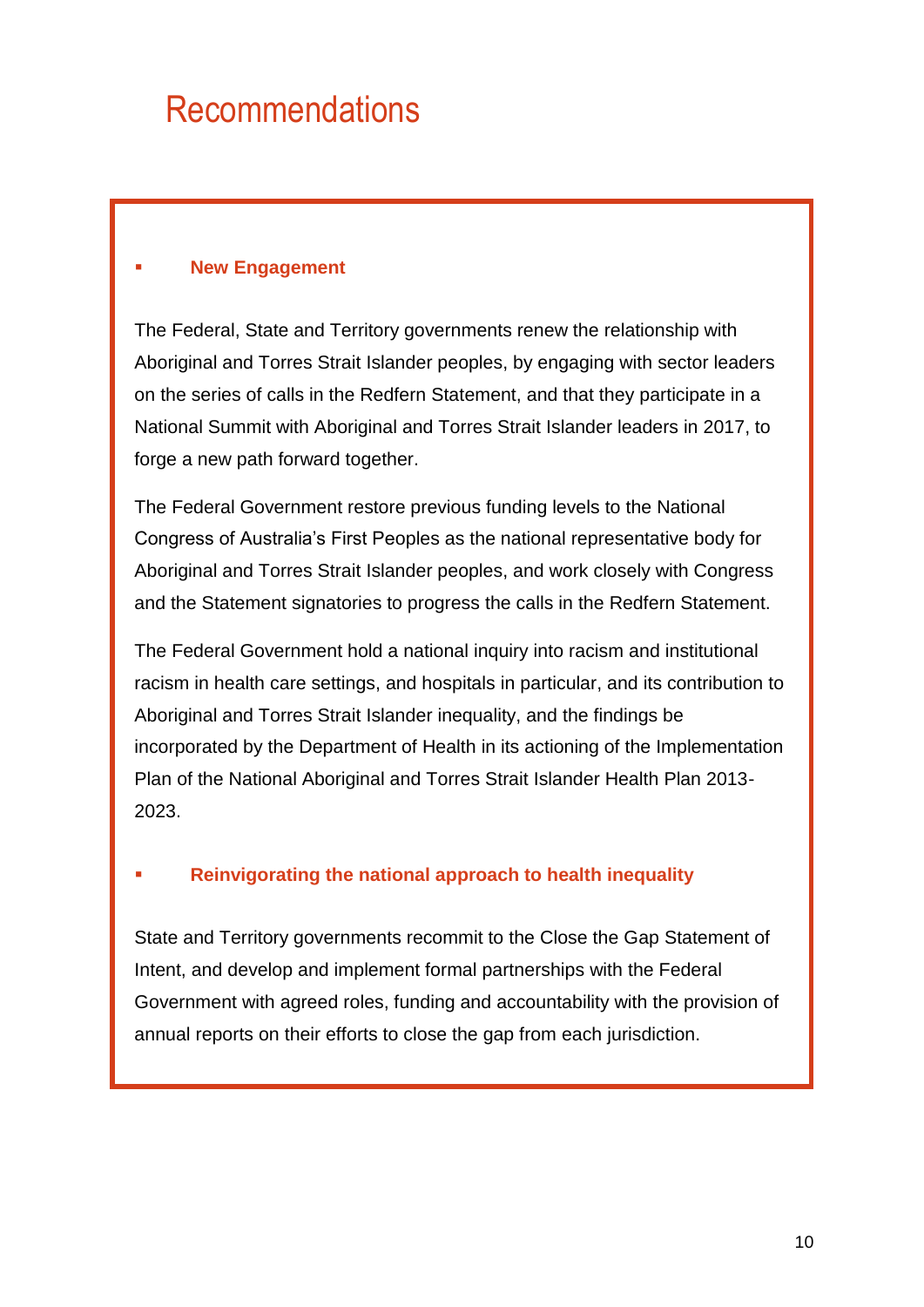# Recommendations

- **New Engagement**

The Federal, State and Territory governments renew the relationship with Aboriginal and Torres Strait Islander peoples, by engaging with sector leaders on the series of calls in the Redfern Statement, and that they participate in a National Summit with Aboriginal and Torres Strait Islander leaders in 2017, to forge a new path forward together.

The Federal Government restore previous funding levels to the National Congress of Australia's First Peoples as the national representative body for Aboriginal and Torres Strait Islander peoples, and work closely with Congress and the Statement signatories to progress the calls in the Redfern Statement.

The Federal Government hold a national inquiry into racism and institutional racism in health care settings, and hospitals in particular, and its contribution to Aboriginal and Torres Strait Islander inequality, and the findings be incorporated by the Department of Health in its actioning of the Implementation Plan of the National Aboriginal and Torres Strait Islander Health Plan 2013-2023.

- **Reinvigorating the national approach to health inequality**

State and Territory governments recommit to the Close the Gap Statement of Intent, and develop and implement formal partnerships with the Federal Government with agreed roles, funding and accountability with the provision of annual reports on their efforts to close the gap from each jurisdiction.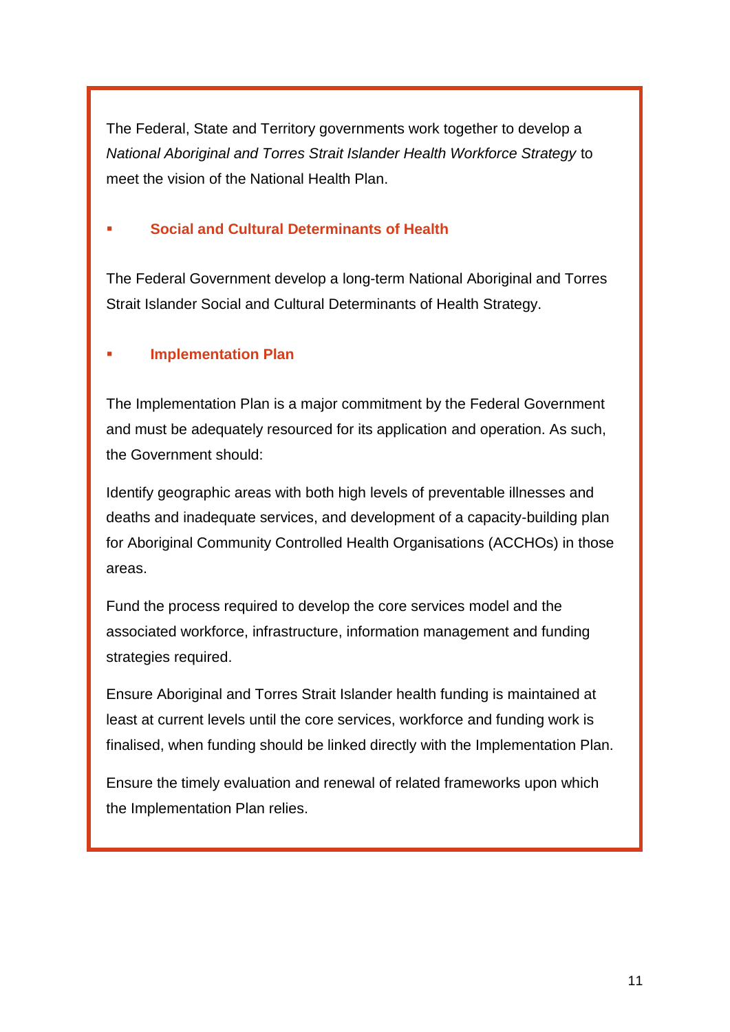The Federal, State and Territory governments work together to develop a *National Aboriginal and Torres Strait Islander Health Workforce Strategy* to meet the vision of the National Health Plan.

- **Social and Cultural Determinants of Health**

The Federal Government develop a long-term National Aboriginal and Torres Strait Islander Social and Cultural Determinants of Health Strategy.

- **Implementation Plan**

The Implementation Plan is a major commitment by the Federal Government and must be adequately resourced for its application and operation. As such, the Government should:

Identify geographic areas with both high levels of preventable illnesses and deaths and inadequate services, and development of a capacity-building plan for Aboriginal Community Controlled Health Organisations (ACCHOs) in those areas.

Fund the process required to develop the core services model and the associated workforce, infrastructure, information management and funding strategies required.

Ensure Aboriginal and Torres Strait Islander health funding is maintained at least at current levels until the core services, workforce and funding work is finalised, when funding should be linked directly with the Implementation Plan.

Ensure the timely evaluation and renewal of related frameworks upon which the Implementation Plan relies.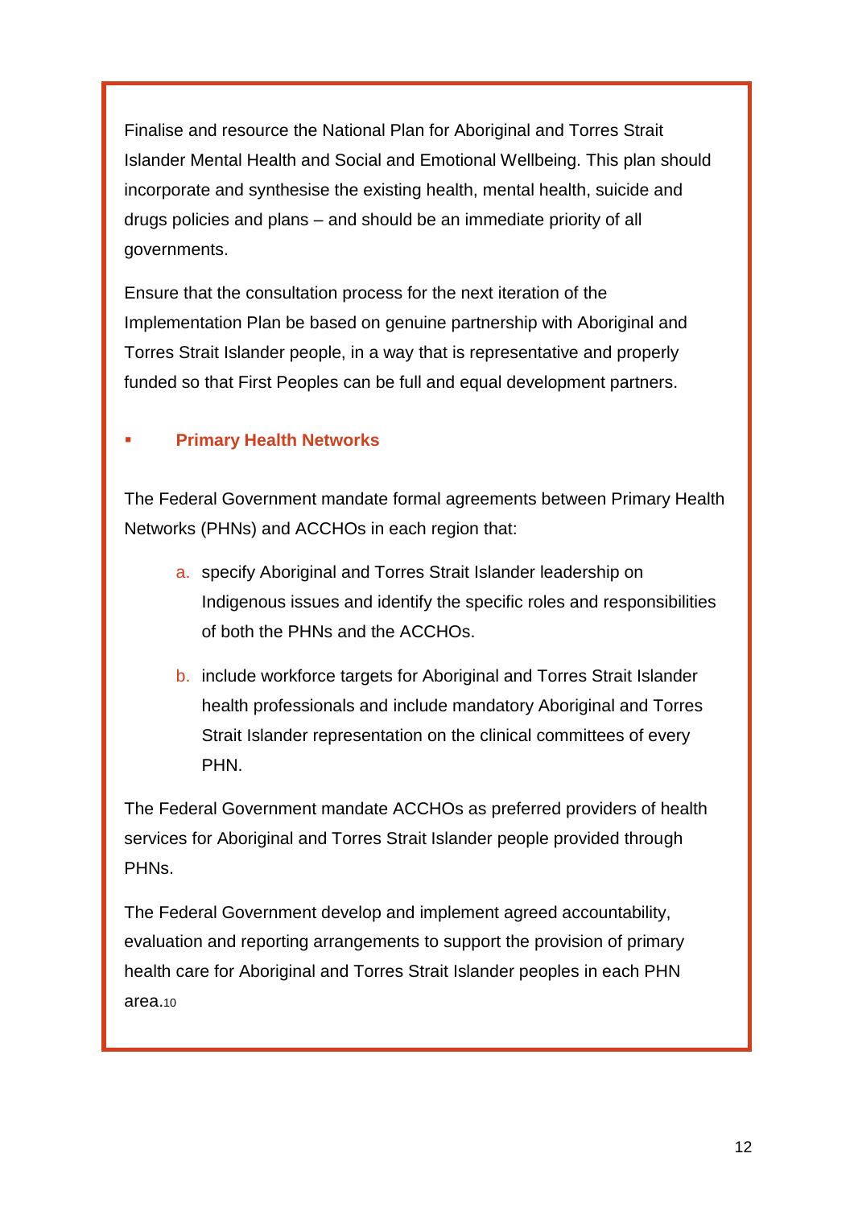Finalise and resource the National Plan for Aboriginal and Torres Strait Islander Mental Health and Social and Emotional Wellbeing. This plan should incorporate and synthesise the existing health, mental health, suicide and drugs policies and plans – and should be an immediate priority of all governments.

Ensure that the consultation process for the next iteration of the Implementation Plan be based on genuine partnership with Aboriginal and Torres Strait Islander people, in a way that is representative and properly funded so that First Peoples can be full and equal development partners.

- **Primary Health Networks**

The Federal Government mandate formal agreements between Primary Health Networks (PHNs) and ACCHOs in each region that:

a. specify Aboriginal and Torres Strait Islander leadership on Indigenous issues and identify the specific roles and responsibilities of both the PHNs and the ACCHOs.

b. include workforce targets for Aboriginal and Torres Strait Islander health professionals and include mandatory Aboriginal and Torres Strait Islander representation on the clinical committees of every PHN.

The Federal Government mandate ACCHOs as preferred providers of health services for Aboriginal and Torres Strait Islander people provided through PHNs.

The Federal Government develop and implement agreed accountability, evaluation and reporting arrangements to support the provision of primary health care for Aboriginal and Torres Strait Islander peoples in each PHN area.[10]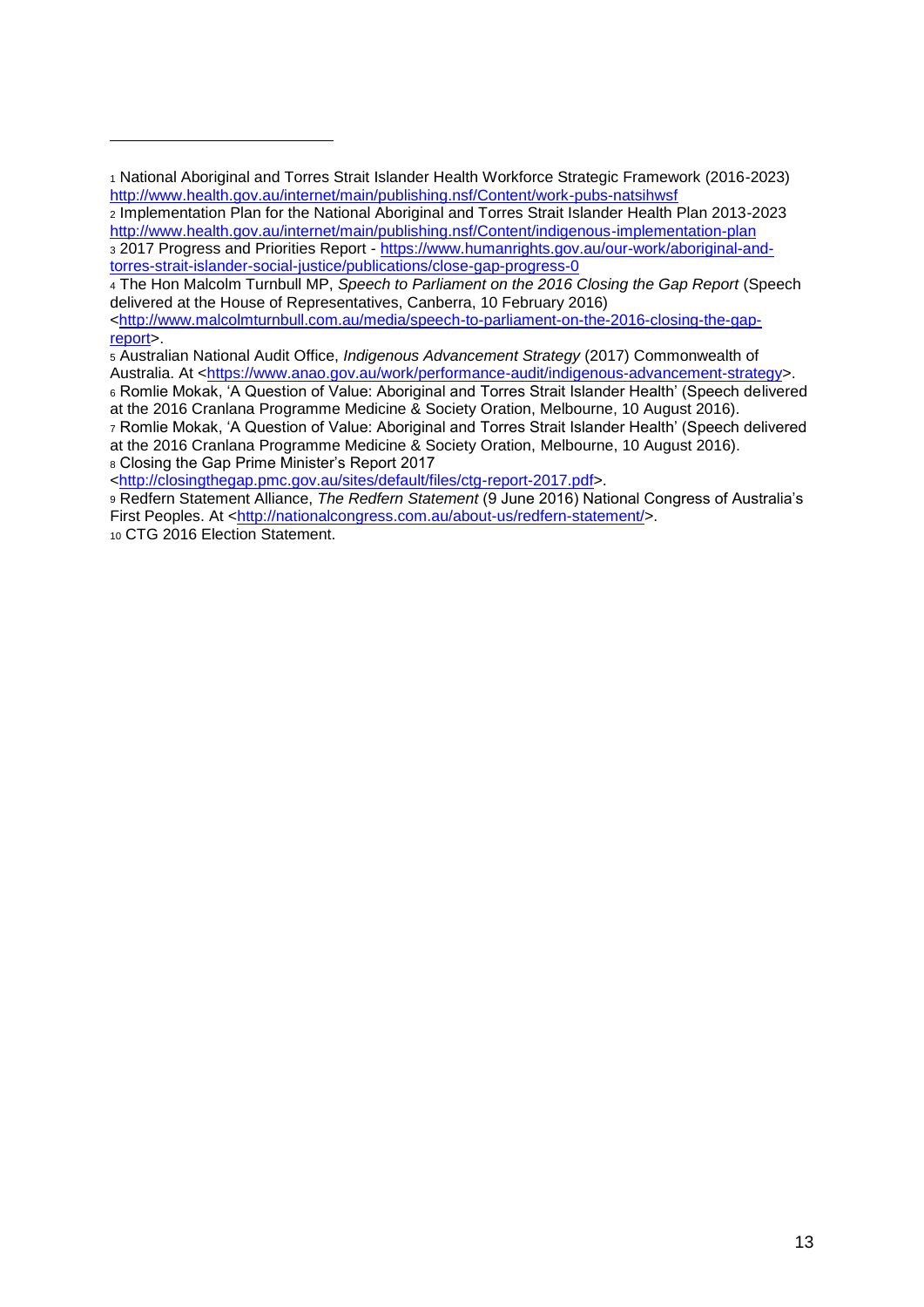---

[1] National Aboriginal and Torres Strait Islander Health Workforce Strategic Framework (2016-2023) http://www.health.gov.au/internet/main/publishing.nsf/Content/work-pubs-natsihwsf

[2] Implementation Plan for the National Aboriginal and Torres Strait Islander Health Plan 2013-2023 http://www.health.gov.au/internet/main/publishing.nsf/Content/indigenous-implementation-plan

[3] 2017 Progress and Priorities Report - https://www.humanrights.gov.au/our-work/aboriginal-and-torres-strait-islander-social-justice/publications/close-gap-progress-0

[4] The Hon Malcolm Turnbull MP, *Speech to Parliament on the 2016 Closing the Gap Report* (Speech delivered at the House of Representatives, Canberra, 10 February 2016) <http://www.malcolmturnbull.com.au/media/speech-to-parliament-on-the-2016-closing-the-gap-report>.

[5] Australian National Audit Office, *Indigenous Advancement Strategy* (2017) Commonwealth of Australia. At <https://www.anao.gov.au/work/performance-audit/indigenous-advancement-strategy>.

[6] Romlie Mokak, 'A Question of Value: Aboriginal and Torres Strait Islander Health' (Speech delivered at the 2016 Cranlana Programme Medicine & Society Oration, Melbourne, 10 August 2016).

[7] Romlie Mokak, 'A Question of Value: Aboriginal and Torres Strait Islander Health' (Speech delivered at the 2016 Cranlana Programme Medicine & Society Oration, Melbourne, 10 August 2016).

[8] Closing the Gap Prime Minister's Report 2017 <http://closingthegap.pmc.gov.au/sites/default/files/ctg-report-2017.pdf>.

[9] Redfern Statement Alliance, *The Redfern Statement* (9 June 2016) National Congress of Australia's First Peoples. At <http://nationalcongress.com.au/about-us/redfern-statement/>.

[10] CTG 2016 Election Statement.